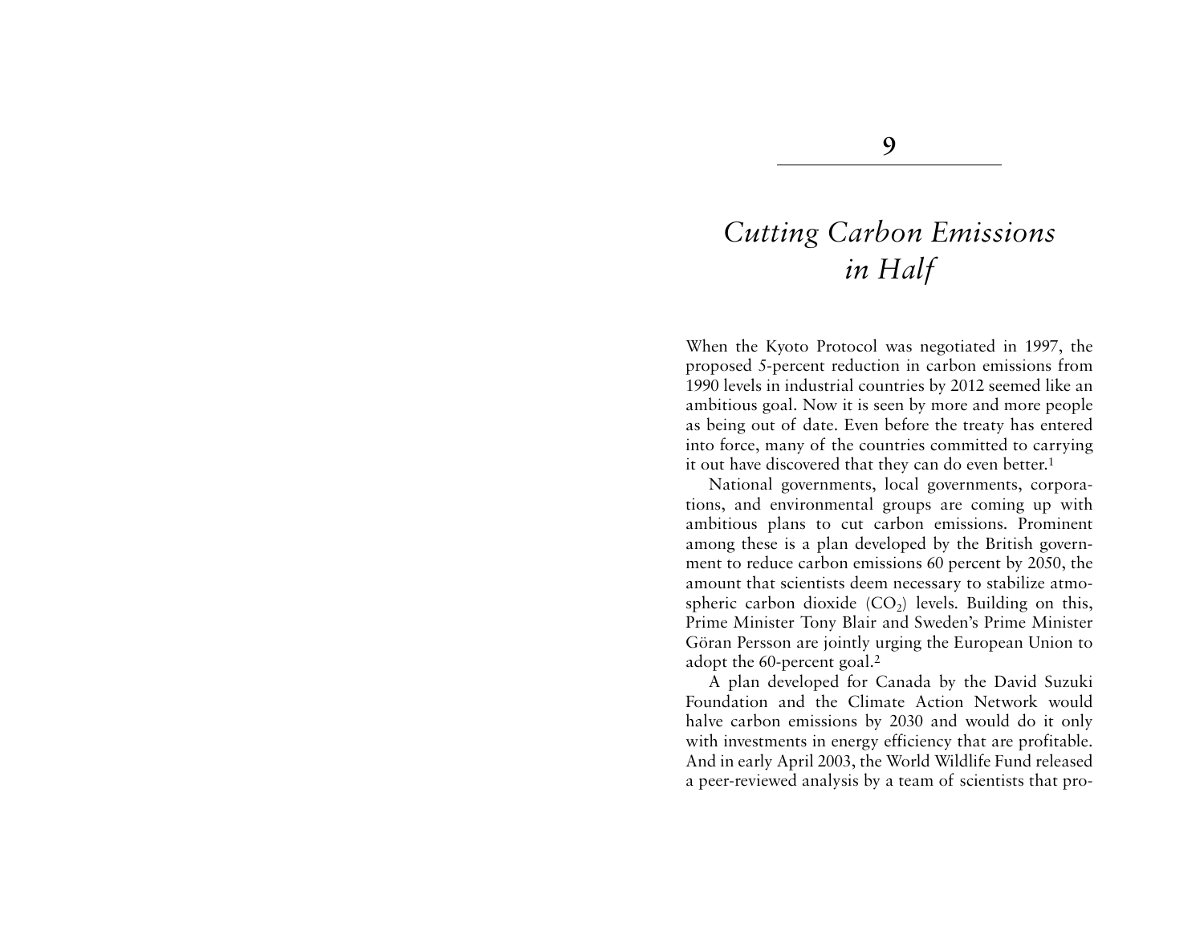# 9

# *Cutting Carbon Emissions in Half*

When the Kyoto Protocol was negotiated in 1997, the proposed 5-percent reduction in carbon emissions from 1990 levels in industrial countries by 2012 seemed like an ambitious goal. Now it is seen by more and more people as being out of date. Even before the treaty has entered into force, many of the countries committed to carrying it out have discovered that they can do even better.[1]

National governments, local governments, corporations, and environmental groups are coming up with ambitious plans to cut carbon emissions. Prominent among these is a plan developed by the British government to reduce carbon emissions 60 percent by 2050, the amount that scientists deem necessary to stabilize atmospheric carbon dioxide ($CO_2$) levels. Building on this, Prime Minister Tony Blair and Sweden's Prime Minister Göran Persson are jointly urging the European Union to adopt the 60-percent goal.[2]

A plan developed for Canada by the David Suzuki Foundation and the Climate Action Network would halve carbon emissions by 2030 and would do it only with investments in energy efficiency that are profitable. And in early April 2003, the World Wildlife Fund released a peer-reviewed analysis by a team of scientists that pro-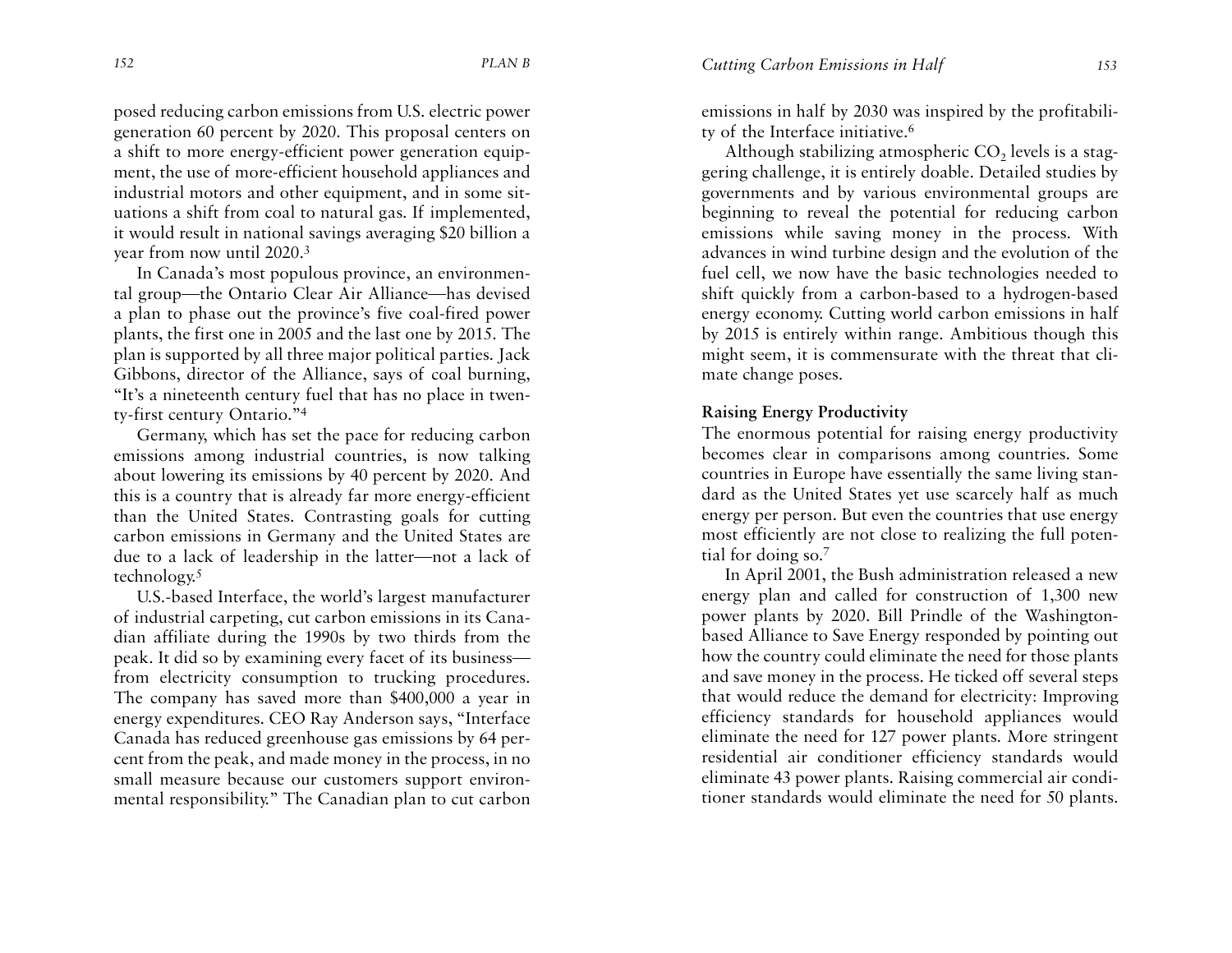posed reducing carbon emissions from U.S. electric power generation 60 percent by 2020. This proposal centers on a shift to more energy-efficient power generation equipment, the use of more-efficient household appliances and industrial motors and other equipment, and in some situations a shift from coal to natural gas. If implemented, it would result in national savings averaging $20 billion a year from now until 2020.[3]

In Canada's most populous province, an environmental group—the Ontario Clear Air Alliance—has devised a plan to phase out the province's five coal-fired power plants, the first one in 2005 and the last one by 2015. The plan is supported by all three major political parties. Jack Gibbons, director of the Alliance, says of coal burning, "It's a nineteenth century fuel that has no place in twenty-first century Ontario."[4]

Germany, which has set the pace for reducing carbon emissions among industrial countries, is now talking about lowering its emissions by 40 percent by 2020. And this is a country that is already far more energy-efficient than the United States. Contrasting goals for cutting carbon emissions in Germany and the United States are due to a lack of leadership in the latter—not a lack of technology.[5]

U.S.-based Interface, the world's largest manufacturer of industrial carpeting, cut carbon emissions in its Canadian affiliate during the 1990s by two thirds from the peak. It did so by examining every facet of its business—from electricity consumption to trucking procedures. The company has saved more than $400,000 a year in energy expenditures. CEO Ray Anderson says, "Interface Canada has reduced greenhouse gas emissions by 64 percent from the peak, and made money in the process, in no small measure because our customers support environmental responsibility." The Canadian plan to cut carbon emissions in half by 2030 was inspired by the profitability of the Interface initiative.[6]

Although stabilizing atmospheric $CO_2$ levels is a staggering challenge, it is entirely doable. Detailed studies by governments and by various environmental groups are beginning to reveal the potential for reducing carbon emissions while saving money in the process. With advances in wind turbine design and the evolution of the fuel cell, we now have the basic technologies needed to shift quickly from a carbon-based to a hydrogen-based energy economy. Cutting world carbon emissions in half by 2015 is entirely within range. Ambitious though this might seem, it is commensurate with the threat that climate change poses.

### Raising Energy Productivity

The enormous potential for raising energy productivity becomes clear in comparisons among countries. Some countries in Europe have essentially the same living standard as the United States yet use scarcely half as much energy per person. But even the countries that use energy most efficiently are not close to realizing the full potential for doing so.[7]

In April 2001, the Bush administration released a new energy plan and called for construction of 1,300 new power plants by 2020. Bill Prindle of the Washington-based Alliance to Save Energy responded by pointing out how the country could eliminate the need for those plants and save money in the process. He ticked off several steps that would reduce the demand for electricity: Improving efficiency standards for household appliances would eliminate the need for 127 power plants. More stringent residential air conditioner efficiency standards would eliminate 43 power plants. Raising commercial air conditioner standards would eliminate the need for 50 plants.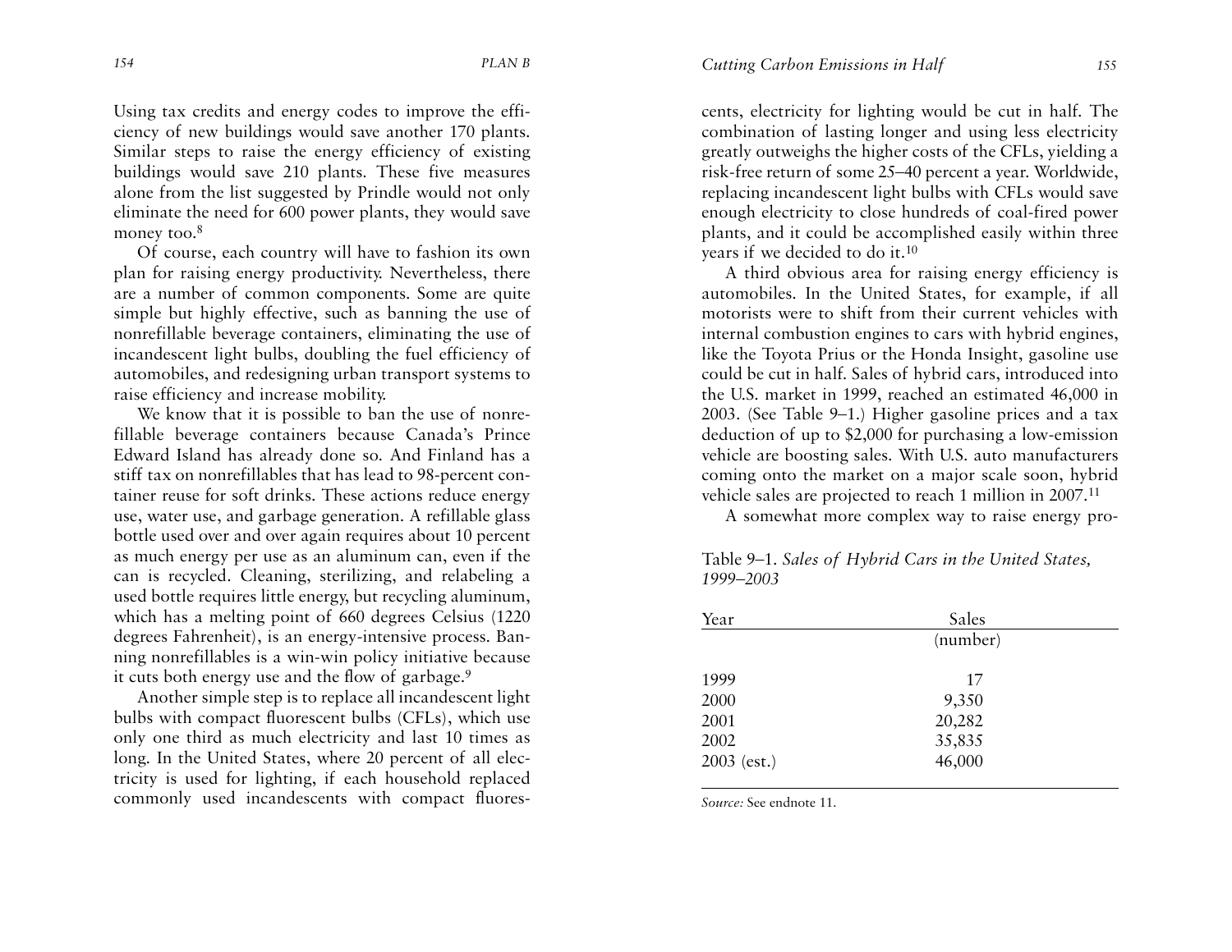Using tax credits and energy codes to improve the efficiency of new buildings would save another 170 plants. Similar steps to raise the energy efficiency of existing buildings would save 210 plants. These five measures alone from the list suggested by Prindle would not only eliminate the need for 600 power plants, they would save money too.[8]

Of course, each country will have to fashion its own plan for raising energy productivity. Nevertheless, there are a number of common components. Some are quite simple but highly effective, such as banning the use of nonrefillable beverage containers, eliminating the use of incandescent light bulbs, doubling the fuel efficiency of automobiles, and redesigning urban transport systems to raise efficiency and increase mobility.

We know that it is possible to ban the use of nonrefillable beverage containers because Canada's Prince Edward Island has already done so. And Finland has a stiff tax on nonrefillables that has lead to 98-percent container reuse for soft drinks. These actions reduce energy use, water use, and garbage generation. A refillable glass bottle used over and over again requires about 10 percent as much energy per use as an aluminum can, even if the can is recycled. Cleaning, sterilizing, and relabeling a used bottle requires little energy, but recycling aluminum, which has a melting point of 660 degrees Celsius (1220 degrees Fahrenheit), is an energy-intensive process. Banning nonrefillables is a win-win policy initiative because it cuts both energy use and the flow of garbage.[9]

Another simple step is to replace all incandescent light bulbs with compact fluorescent bulbs (CFLs), which use only one third as much electricity and last 10 times as long. In the United States, where 20 percent of all electricity is used for lighting, if each household replaced commonly used incandescents with compact fluorescents, electricity for lighting would be cut in half. The combination of lasting longer and using less electricity greatly outweighs the higher costs of the CFLs, yielding a risk-free return of some 25–40 percent a year. Worldwide, replacing incandescent light bulbs with CFLs would save enough electricity to close hundreds of coal-fired power plants, and it could be accomplished easily within three years if we decided to do it.[10]

A third obvious area for raising energy efficiency is automobiles. In the United States, for example, if all motorists were to shift from their current vehicles with internal combustion engines to cars with hybrid engines, like the Toyota Prius or the Honda Insight, gasoline use could be cut in half. Sales of hybrid cars, introduced into the U.S. market in 1999, reached an estimated 46,000 in 2003. (See Table 9–1.) Higher gasoline prices and a tax deduction of up to $2,000 for purchasing a low-emission vehicle are boosting sales. With U.S. auto manufacturers coming onto the market on a major scale soon, hybrid vehicle sales are projected to reach 1 million in 2007.[11]

A somewhat more complex way to raise energy pro-

Table 9–1. *Sales of Hybrid Cars in the United States, 1999–2003*

| Year | Sales (number) |
|---|---|
| 1999 | 17 |
| 2000 | 9,350 |
| 2001 | 20,282 |
| 2002 | 35,835 |
| 2003 (est.) | 46,000 |

*Source:* See endnote 11.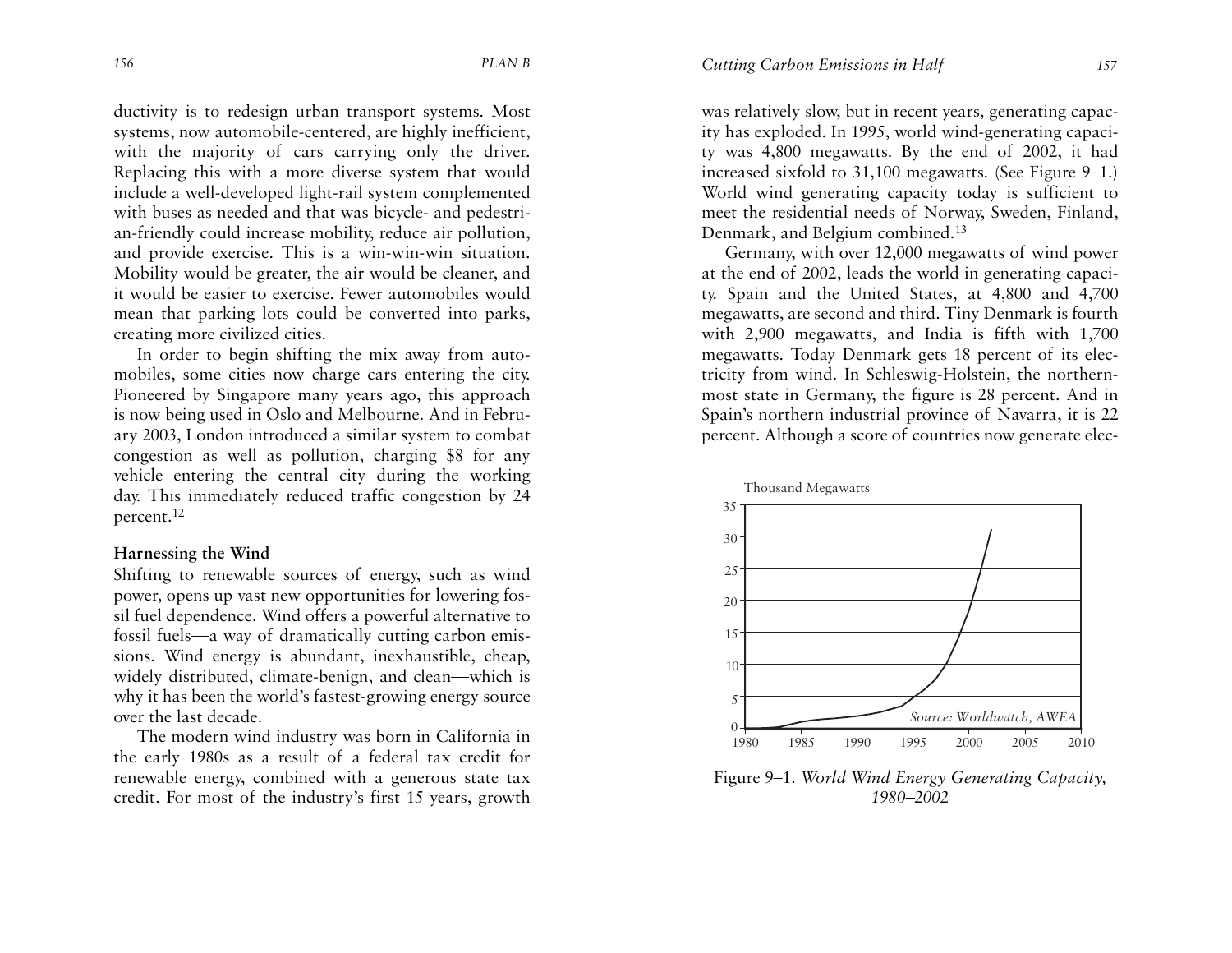ductivity is to redesign urban transport systems. Most systems, now automobile-centered, are highly inefficient, with the majority of cars carrying only the driver. Replacing this with a more diverse system that would include a well-developed light-rail system complemented with buses as needed and that was bicycle- and pedestrian-friendly could increase mobility, reduce air pollution, and provide exercise. This is a win-win-win situation. Mobility would be greater, the air would be cleaner, and it would be easier to exercise. Fewer automobiles would mean that parking lots could be converted into parks, creating more civilized cities.

In order to begin shifting the mix away from automobiles, some cities now charge cars entering the city. Pioneered by Singapore many years ago, this approach is now being used in Oslo and Melbourne. And in February 2003, London introduced a similar system to combat congestion as well as pollution, charging $8 for any vehicle entering the central city during the working day. This immediately reduced traffic congestion by 24 percent.[12]

**Harnessing the Wind**

Shifting to renewable sources of energy, such as wind power, opens up vast new opportunities for lowering fossil fuel dependence. Wind offers a powerful alternative to fossil fuels—a way of dramatically cutting carbon emissions. Wind energy is abundant, inexhaustible, cheap, widely distributed, climate-benign, and clean—which is why it has been the world's fastest-growing energy source over the last decade.

The modern wind industry was born in California in the early 1980s as a result of a federal tax credit for renewable energy, combined with a generous state tax credit. For most of the industry's first 15 years, growth was relatively slow, but in recent years, generating capacity has exploded. In 1995, world wind-generating capacity was 4,800 megawatts. By the end of 2002, it had increased sixfold to 31,100 megawatts. (See Figure 9–1.) World wind generating capacity today is sufficient to meet the residential needs of Norway, Sweden, Finland, Denmark, and Belgium combined.[13]

Germany, with over 12,000 megawatts of wind power at the end of 2002, leads the world in generating capacity. Spain and the United States, at 4,800 and 4,700 megawatts, are second and third. Tiny Denmark is fourth with 2,900 megawatts, and India is fifth with 1,700 megawatts. Today Denmark gets 18 percent of its electricity from wind. In Schleswig-Holstein, the northernmost state in Germany, the figure is 28 percent. And in Spain's northern industrial province of Navarra, it is 22 percent. Although a score of countries now generate elec-

Figure 9–1. *World Wind Energy Generating Capacity, 1980–2002*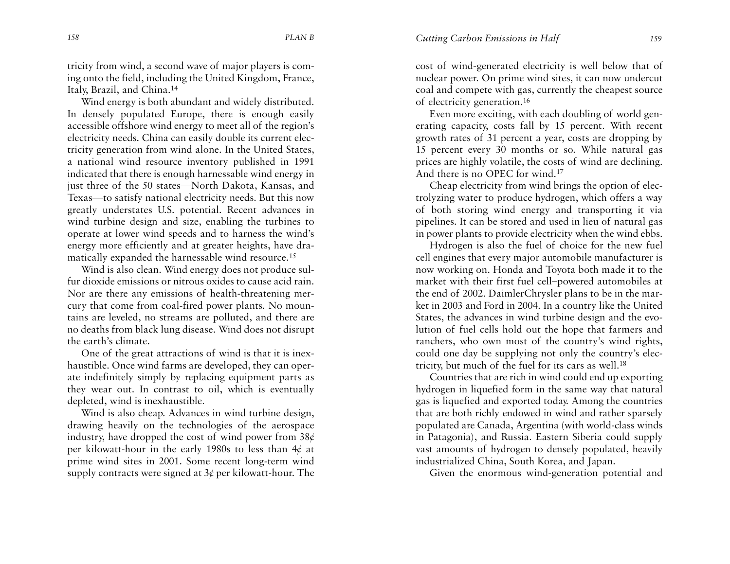tricity from wind, a second wave of major players is coming onto the field, including the United Kingdom, France, Italy, Brazil, and China.[14]

Wind energy is both abundant and widely distributed. In densely populated Europe, there is enough easily accessible offshore wind energy to meet all of the region's electricity needs. China can easily double its current electricity generation from wind alone. In the United States, a national wind resource inventory published in 1991 indicated that there is enough harnessable wind energy in just three of the 50 states—North Dakota, Kansas, and Texas—to satisfy national electricity needs. But this now greatly understates U.S. potential. Recent advances in wind turbine design and size, enabling the turbines to operate at lower wind speeds and to harness the wind's energy more efficiently and at greater heights, have dramatically expanded the harnessable wind resource.[15]

Wind is also clean. Wind energy does not produce sulfur dioxide emissions or nitrous oxides to cause acid rain. Nor are there any emissions of health-threatening mercury that come from coal-fired power plants. No mountains are leveled, no streams are polluted, and there are no deaths from black lung disease. Wind does not disrupt the earth's climate.

One of the great attractions of wind is that it is inexhaustible. Once wind farms are developed, they can operate indefinitely simply by replacing equipment parts as they wear out. In contrast to oil, which is eventually depleted, wind is inexhaustible.

Wind is also cheap. Advances in wind turbine design, drawing heavily on the technologies of the aerospace industry, have dropped the cost of wind power from 38¢ per kilowatt-hour in the early 1980s to less than 4¢ at prime wind sites in 2001. Some recent long-term wind supply contracts were signed at 3¢ per kilowatt-hour. The cost of wind-generated electricity is well below that of nuclear power. On prime wind sites, it can now undercut coal and compete with gas, currently the cheapest source of electricity generation.[16]

Even more exciting, with each doubling of world generating capacity, costs fall by 15 percent. With recent growth rates of 31 percent a year, costs are dropping by 15 percent every 30 months or so. While natural gas prices are highly volatile, the costs of wind are declining. And there is no OPEC for wind.[17]

Cheap electricity from wind brings the option of electrolyzing water to produce hydrogen, which offers a way of both storing wind energy and transporting it via pipelines. It can be stored and used in lieu of natural gas in power plants to provide electricity when the wind ebbs.

Hydrogen is also the fuel of choice for the new fuel cell engines that every major automobile manufacturer is now working on. Honda and Toyota both made it to the market with their first fuel cell–powered automobiles at the end of 2002. DaimlerChrysler plans to be in the market in 2003 and Ford in 2004. In a country like the United States, the advances in wind turbine design and the evolution of fuel cells hold out the hope that farmers and ranchers, who own most of the country's wind rights, could one day be supplying not only the country's electricity, but much of the fuel for its cars as well.[18]

Countries that are rich in wind could end up exporting hydrogen in liquefied form in the same way that natural gas is liquefied and exported today. Among the countries that are both richly endowed in wind and rather sparsely populated are Canada, Argentina (with world-class winds in Patagonia), and Russia. Eastern Siberia could supply vast amounts of hydrogen to densely populated, heavily industrialized China, South Korea, and Japan.

Given the enormous wind-generation potential and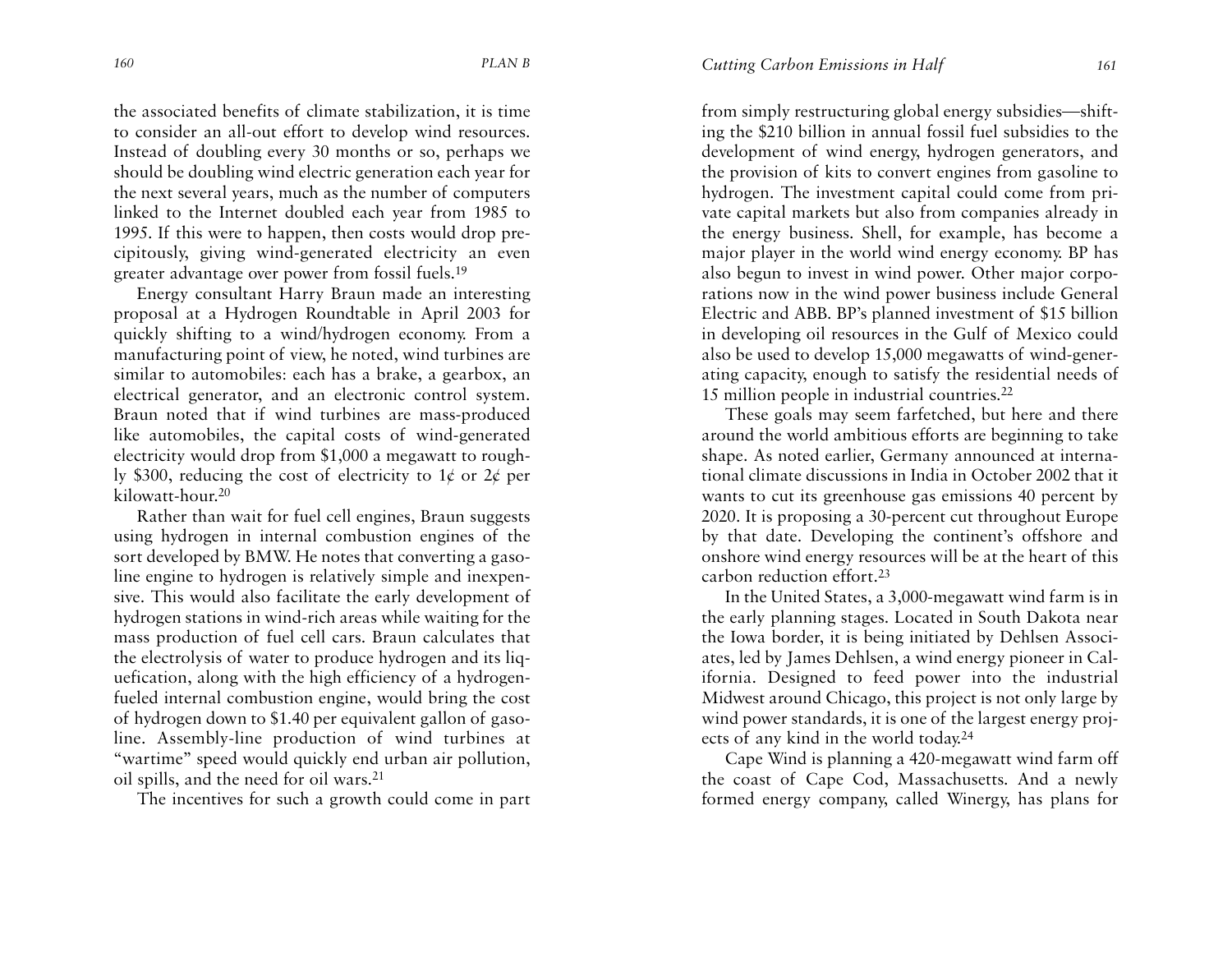the associated benefits of climate stabilization, it is time to consider an all-out effort to develop wind resources. Instead of doubling every 30 months or so, perhaps we should be doubling wind electric generation each year for the next several years, much as the number of computers linked to the Internet doubled each year from 1985 to 1995. If this were to happen, then costs would drop precipitously, giving wind-generated electricity an even greater advantage over power from fossil fuels.[19]

Energy consultant Harry Braun made an interesting proposal at a Hydrogen Roundtable in April 2003 for quickly shifting to a wind/hydrogen economy. From a manufacturing point of view, he noted, wind turbines are similar to automobiles: each has a brake, a gearbox, an electrical generator, and an electronic control system. Braun noted that if wind turbines are mass-produced like automobiles, the capital costs of wind-generated electricity would drop from $1,000 a megawatt to roughly $300, reducing the cost of electricity to 1¢ or 2¢ per kilowatt-hour.[20]

Rather than wait for fuel cell engines, Braun suggests using hydrogen in internal combustion engines of the sort developed by BMW. He notes that converting a gasoline engine to hydrogen is relatively simple and inexpensive. This would also facilitate the early development of hydrogen stations in wind-rich areas while waiting for the mass production of fuel cell cars. Braun calculates that the electrolysis of water to produce hydrogen and its liquefication, along with the high efficiency of a hydrogen-fueled internal combustion engine, would bring the cost of hydrogen down to $1.40 per equivalent gallon of gasoline. Assembly-line production of wind turbines at "wartime" speed would quickly end urban air pollution, oil spills, and the need for oil wars.[21]

The incentives for such a growth could come in part from simply restructuring global energy subsidies—shifting the $210 billion in annual fossil fuel subsidies to the development of wind energy, hydrogen generators, and the provision of kits to convert engines from gasoline to hydrogen. The investment capital could come from private capital markets but also from companies already in the energy business. Shell, for example, has become a major player in the world wind energy economy. BP has also begun to invest in wind power. Other major corporations now in the wind power business include General Electric and ABB. BP's planned investment of $15 billion in developing oil resources in the Gulf of Mexico could also be used to develop 15,000 megawatts of wind-generating capacity, enough to satisfy the residential needs of 15 million people in industrial countries.[22]

These goals may seem farfetched, but here and there around the world ambitious efforts are beginning to take shape. As noted earlier, Germany announced at international climate discussions in India in October 2002 that it wants to cut its greenhouse gas emissions 40 percent by 2020. It is proposing a 30-percent cut throughout Europe by that date. Developing the continent's offshore and onshore wind energy resources will be at the heart of this carbon reduction effort.[23]

In the United States, a 3,000-megawatt wind farm is in the early planning states. Located in South Dakota near the Iowa border, it is being initiated by Dehlsen Associates, led by James Dehlsen, a wind energy pioneer in California. Designed to feed power into the industrial Midwest around Chicago, this project is not only large by wind power standards, it is one of the largest energy projects of any kind in the world today.[24]

Cape Wind is planning a 420-megawatt wind farm off the coast of Cape Cod, Massachusetts. And a newly formed energy company, called Winergy, has plans for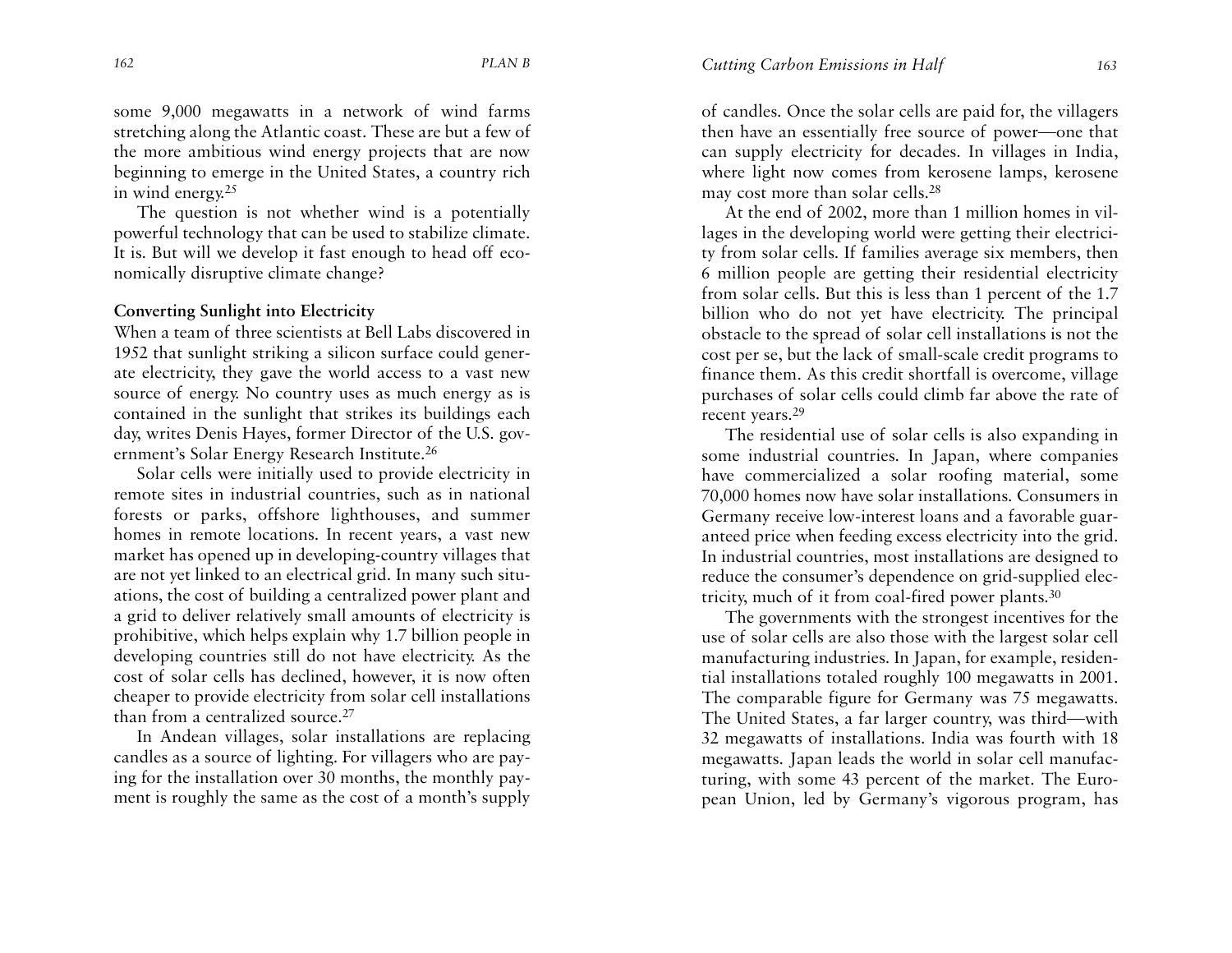some 9,000 megawatts in a network of wind farms stretching along the Atlantic coast. These are but a few of the more ambitious wind energy projects that are now beginning to emerge in the United States, a country rich in wind energy.[25]

The question is not whether wind is a potentially powerful technology that can be used to stabilize climate. It is. But will we develop it fast enough to head off economically disruptive climate change?

**Converting Sunlight into Electricity**

When a team of three scientists at Bell Labs discovered in 1952 that sunlight striking a silicon surface could generate electricity, they gave the world access to a vast new source of energy. No country uses as much energy as is contained in the sunlight that strikes its buildings each day, writes Denis Hayes, former Director of the U.S. government's Solar Energy Research Institute.[26]

Solar cells were initially used to provide electricity in remote sites in industrial countries, such as in national forests or parks, offshore lighthouses, and summer homes in remote locations. In recent years, a vast new market has opened up in developing-country villages that are not yet linked to an electrical grid. In many such situations, the cost of building a centralized power plant and a grid to deliver relatively small amounts of electricity is prohibitive, which helps explain why 1.7 billion people in developing countries still do not have electricity. As the cost of solar cells has declined, however, it is now often cheaper to provide electricity from solar cell installations than from a centralized source.[27]

In Andean villages, solar installations are replacing candles as a source of lighting. For villagers who are paying for the installation over 30 months, the monthly payment is roughly the same as the cost of a month's supply of candles. Once the solar cells are paid for, the villagers then have an essentially free source of power—one that can supply electricity for decades. In villages in India, where light now comes from kerosene lamps, kerosene may cost more than solar cells.[28]

At the end of 2002, more than 1 million homes in villages in the developing world were getting their electricity from solar cells. If families average six members, then 6 million people are getting their residential electricity from solar cells. But this is less than 1 percent of the 1.7 billion who do not yet have electricity. The principal obstacle to the spread of solar cell installations is not the cost per se, but the lack of small-scale credit programs to finance them. As this credit shortfall is overcome, village purchases of solar cells could climb far above the rate of recent years.[29]

The residential use of solar cells is also expanding in some industrial countries. In Japan, where companies have commercialized a solar roofing material, some 70,000 homes now have solar installations. Consumers in Germany receive low-interest loans and a favorable guaranteed price when feeding excess electricity into the grid. In industrial countries, most installations are designed to reduce the consumer's dependence on grid-supplied electricity, much of it from coal-fired power plants.[30]

The governments with the strongest incentives for the use of solar cells are also those with the largest solar cell manufacturing industries. In Japan, for example, residential installations totaled roughly 100 megawatts in 2001. The comparable figure for Germany was 75 megawatts. The United States, a far larger country, was third—with 32 megawatts of installations. India was fourth with 18 megawatts. Japan leads the world in solar cell manufacturing, with some 43 percent of the market. The European Union, led by Germany's vigorous program, has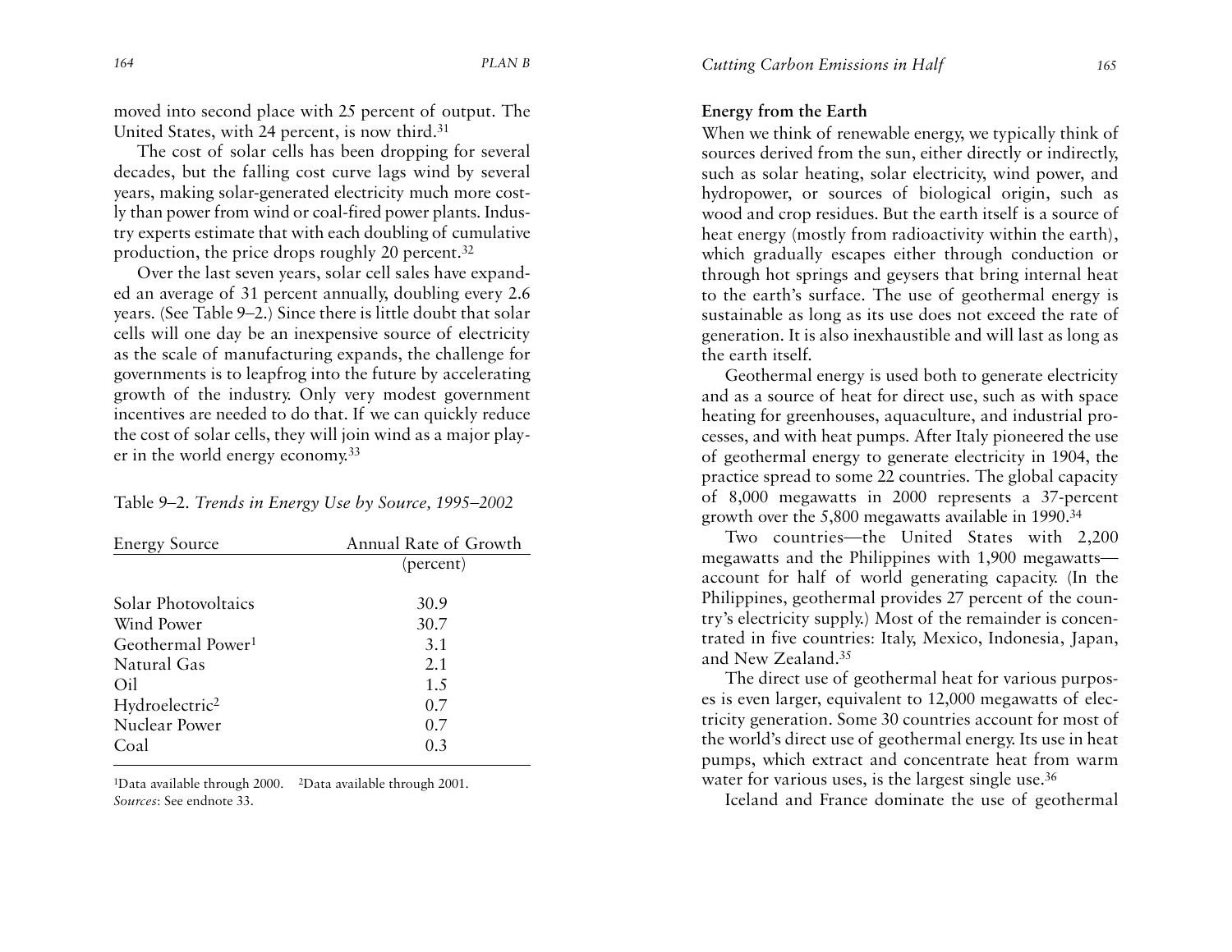moved into second place with 25 percent of output. The United States, with 24 percent, is now third.[31]

The cost of solar cells has been dropping for several decades, but the falling cost curve lags wind by several years, making solar-generated electricity much more costly than power from wind or coal-fired power plants. Industry experts estimate that with each doubling of cumulative production, the price drops roughly 20 percent.[32]

Over the last seven years, solar cell sales have expanded an average of 31 percent annually, doubling every 2.6 years. (See Table 9–2.) Since there is little doubt that solar cells will one day be an inexpensive source of electricity as the scale of manufacturing expands, the challenge for governments is to leapfrog into the future by accelerating growth of the industry. Only very modest government incentives are needed to do that. If we can quickly reduce the cost of solar cells, they will join wind as a major player in the world energy economy.[33]

Table 9–2. *Trends in Energy Use by Source, 1995–2002*

| Energy Source | Annual Rate of Growth |
|---|---|
| | (percent) |
| Solar Photovoltaics | 30.9 |
| Wind Power | 30.7 |
| Geothermal Power[1] | 3.1 |
| Natural Gas | 2.1 |
| Oil | 1.5 |
| Hydroelectric[2] | 0.7 |
| Nuclear Power | 0.7 |
| Coal | 0.3 |

[1]Data available through 2000. [2]Data available through 2001.
*Sources*: See endnote 33.

### Energy from the Earth

When we think of renewable energy, we typically think of sources derived from the sun, either directly or indirectly, such as solar heating, solar electricity, wind power, and hydropower, or sources of biological origin, such as wood and crop residues. But the earth itself is a source of heat energy (mostly from radioactivity within the earth), which gradually escapes either through conduction or through hot springs and geysers that bring internal heat to the earth's surface. The use of geothermal energy is sustainable as long as its use does not exceed the rate of generation. It is also inexhaustible and will last as long as the earth itself.

Geothermal energy is used both to generate electricity and as a source of heat for direct use, such as with space heating for greenhouses, aquaculture, and industrial processes, and with heat pumps. After Italy pioneered the use of geothermal energy to generate electricity in 1904, the practice spread to some 22 countries. The global capacity of 8,000 megawatts in 2000 represents a 37-percent growth over the 5,800 megawatts available in 1990.[34]

Two countries—the United States with 2,200 megawatts and the Philippines with 1,900 megawatts—account for half of world generating capacity. (In the Philippines, geothermal provides 27 percent of the country's electricity supply.) Most of the remainder is concentrated in five countries: Italy, Mexico, Indonesia, Japan, and New Zealand.[35]

The direct use of geothermal heat for various purposes is even larger, equivalent to 12,000 megawatts of electricity generation. Some 30 countries account for most of the world's direct use of geothermal energy. Its use in heat pumps, which extract and concentrate heat from warm water for various uses, is the largest single use.[36]

Iceland and France dominate the use of geothermal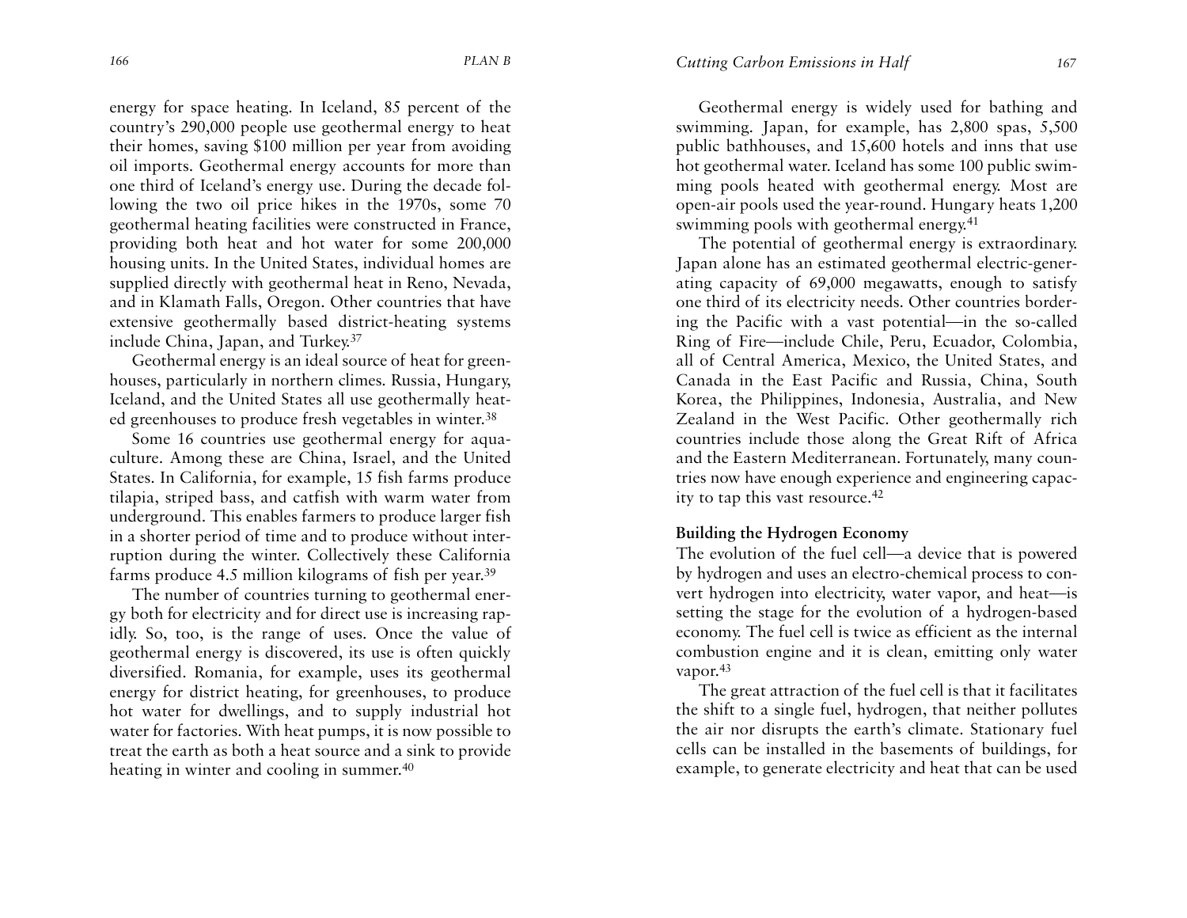energy for space heating. In Iceland, 85 percent of the country's 290,000 people use geothermal energy to heat their homes, saving $100 million per year from avoiding oil imports. Geothermal energy accounts for more than one third of Iceland's energy use. During the decade following the two oil price hikes in the 1970s, some 70 geothermal heating facilities were constructed in France, providing both heat and hot water for some 200,000 housing units. In the United States, individual homes are supplied directly with geothermal heat in Reno, Nevada, and in Klamath Falls, Oregon. Other countries that have extensive geothermally based district-heating systems include China, Japan, and Turkey.[37]

Geothermal energy is an ideal source of heat for greenhouses, particularly in northern climes. Russia, Hungary, Iceland, and the United States all use geothermally heated greenhouses to produce fresh vegetables in winter.[38]

Some 16 countries use geothermal energy for aquaculture. Among these are China, Israel, and the United States. In California, for example, 15 fish farms produce tilapia, striped bass, and catfish with warm water from underground. This enables farmers to produce larger fish in a shorter period of time and to produce without interruption during the winter. Collectively these California farms produce 4.5 million kilograms of fish per year.[39]

The number of countries turning to geothermal energy both for electricity and for direct use is increasing rapidly. So, too, is the range of uses. Once the value of geothermal energy is discovered, its use is often quickly diversified. Romania, for example, uses its geothermal energy for district heating, for greenhouses, to produce hot water for dwellings, and to supply industrial hot water for factories. With heat pumps, it is now possible to treat the earth as both a heat source and a sink to provide heating in winter and cooling in summer.[40]

Geothermal energy is widely used for bathing and swimming. Japan, for example, has 2,800 spas, 5,500 public bathhouses, and 15,600 hotels and inns that use hot geothermal water. Iceland has some 100 public swimming pools heated with geothermal energy. Most are open-air pools used the year-round. Hungary heats 1,200 swimming pools with geothermal energy.[41]

The potential of geothermal energy is extraordinary. Japan alone has an estimated geothermal electric-generating capacity of 69,000 megawatts, enough to satisfy one third of its electricity needs. Other countries bordering the Pacific with a vast potential—in the so-called Ring of Fire—include Chile, Peru, Ecuador, Colombia, all of Central America, Mexico, the United States, and Canada in the East Pacific and Russia, China, South Korea, the Philippines, Indonesia, Australia, and New Zealand in the West Pacific. Other geothermally rich countries include those along the Great Rift of Africa and the Eastern Mediterranean. Fortunately, many countries now have enough experience and engineering capacity to tap this vast resource.[42]

### Building the Hydrogen Economy

The evolution of the fuel cell—a device that is powered by hydrogen and uses an electro-chemical process to convert hydrogen into electricity, water vapor, and heat—is setting the stage for the evolution of a hydrogen-based economy. The fuel cell is twice as efficient as the internal combustion engine and it is clean, emitting only water vapor.[43]

The great attraction of the fuel cell is that it facilitates the shift to a single fuel, hydrogen, that neither pollutes the air nor disrupts the earth's climate. Stationary fuel cells can be installed in the basements of buildings, for example, to generate electricity and heat that can be used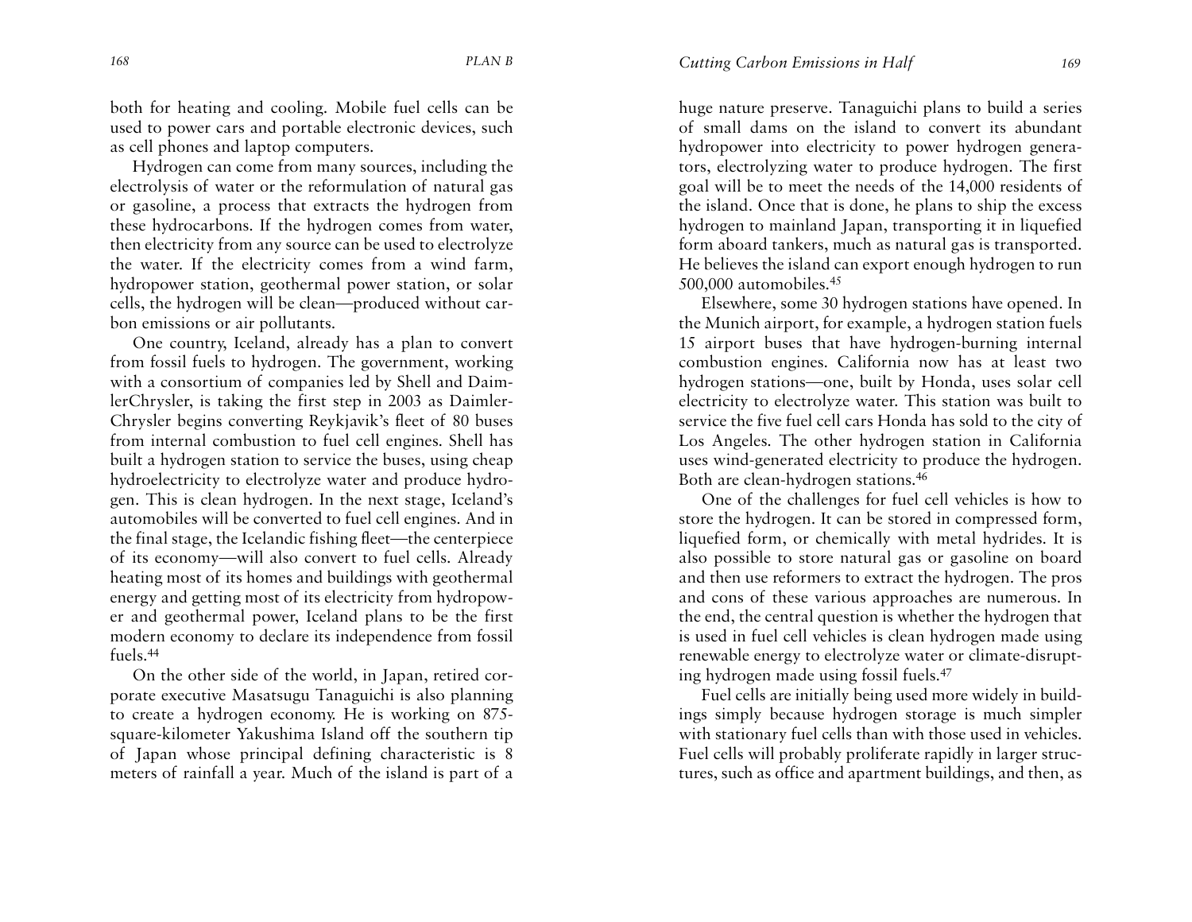both for heating and cooling. Mobile fuel cells can be used to power cars and portable electronic devices, such as cell phones and laptop computers.

Hydrogen can come from many sources, including the electrolysis of water or the reformulation of natural gas or gasoline, a process that extracts the hydrogen from these hydrocarbons. If the hydrogen comes from water, then electricity from any source can be used to electrolyze the water. If the electricity comes from a wind farm, hydropower station, geothermal power station, or solar cells, the hydrogen will be clean—produced without carbon emissions or air pollutants.

One country, Iceland, already has a plan to convert from fossil fuels to hydrogen. The government, working with a consortium of companies led by Shell and DaimlerChrysler, is taking the first step in 2003 as DaimlerChrysler begins converting Reykjavik's fleet of 80 buses from internal combustion to fuel cell engines. Shell has built a hydrogen station to service the buses, using cheap hydroelectricity to electrolyze water and produce hydrogen. This is clean hydrogen. In the next stage, Iceland's automobiles will be converted to fuel cell engines. And in the final stage, the Icelandic fishing fleet—the centerpiece of its economy—will also convert to fuel cells. Already heating most of its homes and buildings with geothermal energy and getting most of its electricity from hydropower and geothermal power, Iceland plans to be the first modern economy to declare its independence from fossil fuels.[44]

On the other side of the world, in Japan, retired corporate executive Masatsugu Tanaguichi is also planning to create a hydrogen economy. He is working on 875-square-kilometer Yakushima Island off the southern tip of Japan whose principal defining characteristic is 8 meters of rainfall a year. Much of the island is part of a huge nature preserve. Tanaguichi plans to build a series of small dams on the island to convert its abundant hydropower into electricity to power hydrogen generators, electrolyzing water to produce hydrogen. The first goal will be to meet the needs of the 14,000 residents of the island. Once that is done, he plans to ship the excess hydrogen to mainland Japan, transporting it in liquefied form aboard tankers, much as natural gas is transported. He believes the island can export enough hydrogen to run 500,000 automobiles.[45]

Elsewhere, some 30 hydrogen stations have opened. In the Munich airport, for example, a hydrogen station fuels 15 airport buses that have hydrogen-burning internal combustion engines. California now has at least two hydrogen stations—one, built by Honda, uses solar cell electricity to electrolyze water. This station was built to service the five fuel cell cars Honda has sold to the city of Los Angeles. The other hydrogen station in California uses wind-generated electricity to produce the hydrogen. Both are clean-hydrogen stations.[46]

One of the challenges for fuel cell vehicles is how to store the hydrogen. It can be stored in compressed form, liquefied form, or chemically with metal hydrides. It is also possible to store natural gas or gasoline on board and then use reformers to extract the hydrogen. The pros and cons of these various approaches are numerous. In the end, the central question is whether the hydrogen that is used in fuel cell vehicles is clean hydrogen made using renewable energy to electrolyze water or climate-disrupting hydrogen made using fossil fuels.[47]

Fuel cells are initially being used more widely in buildings simply because hydrogen storage is much simpler with stationary fuel cells than with those used in vehicles. Fuel cells will probably proliferate rapidly in larger structures, such as office and apartment buildings, and then, as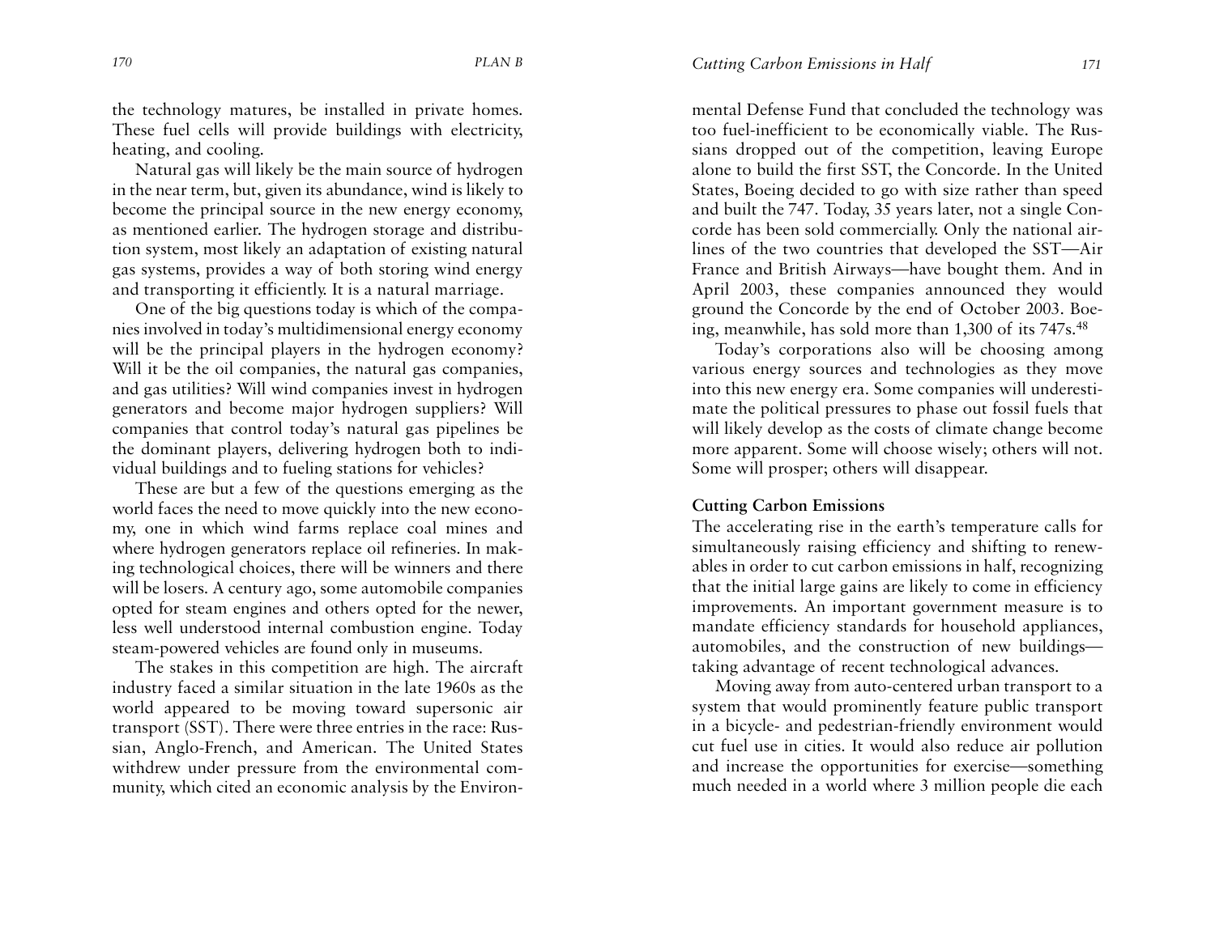the technology matures, be installed in private homes. These fuel cells will provide buildings with electricity, heating, and cooling.

Natural gas will likely be the main source of hydrogen in the near term, but, given its abundance, wind is likely to become the principal source in the new energy economy, as mentioned earlier. The hydrogen storage and distribution system, most likely an adaptation of existing natural gas systems, provides a way of both storing wind energy and transporting it efficiently. It is a natural marriage.

One of the big questions today is which of the companies involved in today's multidimensional energy economy will be the principal players in the hydrogen economy? Will it be the oil companies, the natural gas companies, and gas utilities? Will wind companies invest in hydrogen generators and become major hydrogen suppliers? Will companies that control today's natural gas pipelines be the dominant players, delivering hydrogen both to individual buildings and to fueling stations for vehicles?

These are but a few of the questions emerging as the world faces the need to move quickly into the new economy, one in which wind farms replace coal mines and where hydrogen generators replace oil refineries. In making technological choices, there will be winners and there will be losers. A century ago, some automobile companies opted for steam engines and others opted for the newer, less well understood internal combustion engine. Today steam-powered vehicles are found only in museums.

The stakes in this competition are high. The aircraft industry faced a similar situation in the late 1960s as the world appeared to be moving toward supersonic air transport (SST). There were three entries in the race: Russian, Anglo-French, and American. The United States withdrew under pressure from the environmental community, which cited an economic analysis by the Environmental Defense Fund that concluded the technology was too fuel-inefficient to be economically viable. The Russians dropped out of the competition, leaving Europe alone to build the first SST, the Concorde. In the United States, Boeing decided to go with size rather than speed and built the 747. Today, 35 years later, not a single Concorde has been sold commercially. Only the national airlines of the two countries that developed the SST—Air France and British Airways—have bought them. And in April 2003, these companies announced they would ground the Concorde by the end of October 2003. Boeing, meanwhile, has sold more than 1,300 of its 747s.[48]

Today's corporations also will be choosing among various energy sources and technologies as they move into this new energy era. Some companies will underestimate the political pressures to phase out fossil fuels that will likely develop as the costs of climate change become more apparent. Some will choose wisely; others will not. Some will prosper; others will disappear.

### Cutting Carbon Emissions

The accelerating rise in the earth's temperature calls for simultaneously raising efficiency and shifting to renewables in order to cut carbon emissions in half, recognizing that the initial large gains are likely to come in efficiency improvements. An important government measure is to mandate efficiency standards for household appliances, automobiles, and the construction of new buildings—taking advantage of recent technological advances.

Moving away from auto-centered urban transport to a system that would prominently feature public transport in a bicycle- and pedestrian-friendly environment would cut fuel use in cities. It would also reduce air pollution and increase the opportunities for exercise—something much needed in a world where 3 million people die each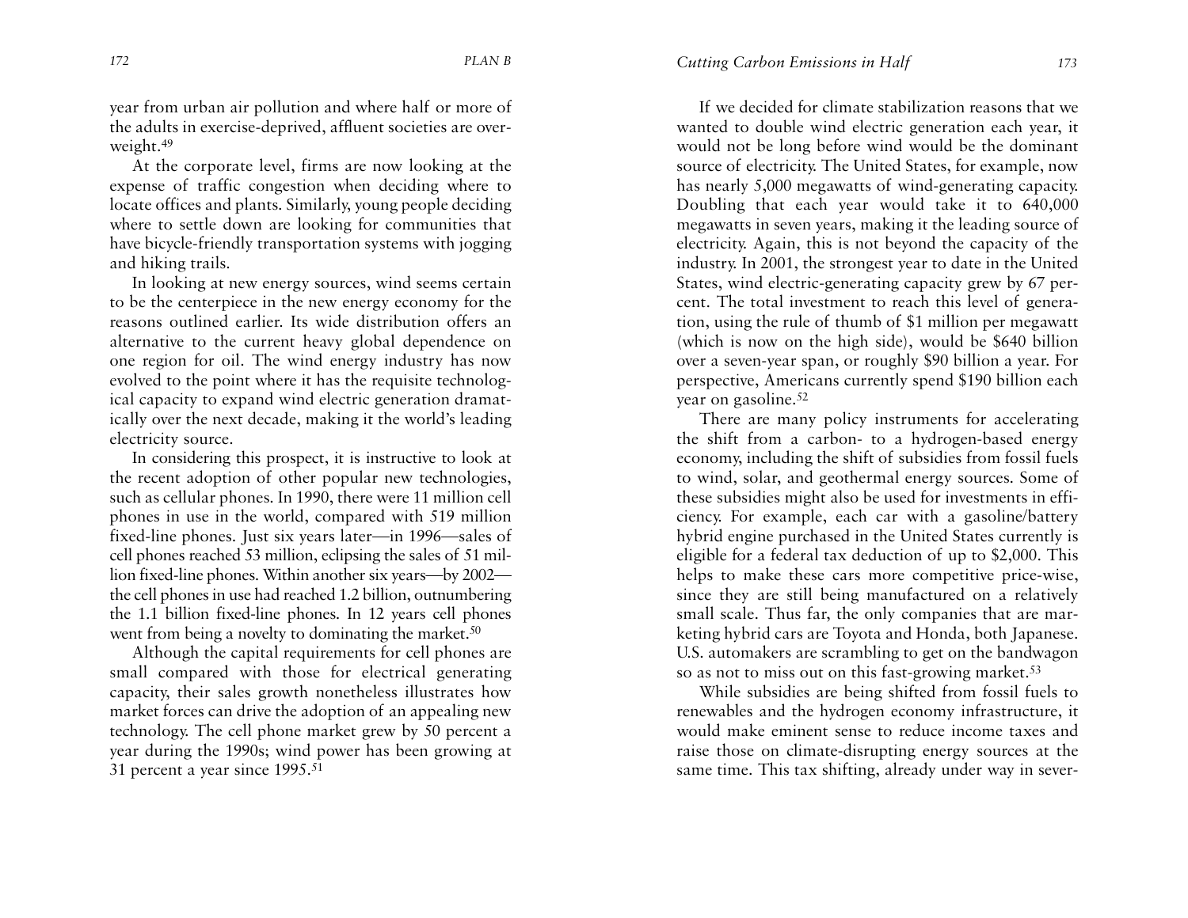year from urban air pollution and where half or more of the adults in exercise-deprived, affluent societies are overweight.[49]

At the corporate level, firms are now looking at the expense of traffic congestion when deciding where to locate offices and plants. Similarly, young people deciding where to settle down are looking for communities that have bicycle-friendly transportation systems with jogging and hiking trails.

In looking at new energy sources, wind seems certain to be the centerpiece in the new energy economy for the reasons outlined earlier. Its wide distribution offers an alternative to the current heavy global dependence on one region for oil. The wind energy industry has now evolved to the point where it has the requisite technological capacity to expand wind electric generation dramatically over the next decade, making it the world's leading electricity source.

In considering this prospect, it is instructive to look at the recent adoption of other popular new technologies, such as cellular phones. In 1990, there were 11 million cell phones in use in the world, compared with 519 million fixed-line phones. Just six years later—in 1996—sales of cell phones reached 53 million, eclipsing the sales of 51 million fixed-line phones. Within another six years—by 2002—the cell phones in use had reached 1.2 billion, outnumbering the 1.1 billion fixed-line phones. In 12 years cell phones went from being a novelty to dominating the market.[50]

Although the capital requirements for cell phones are small compared with those for electrical generating capacity, their sales growth nonetheless illustrates how market forces can drive the adoption of an appealing new technology. The cell phone market grew by 50 percent a year during the 1990s; wind power has been growing at 31 percent a year since 1995.[51]

If we decided for climate stabilization reasons that we wanted to double wind electric generation each year, it would not be long before wind would be the dominant source of electricity. The United States, for example, now has nearly 5,000 megawatts of wind-generating capacity. Doubling that each year would take it to 640,000 megawatts in seven years, making it the leading source of electricity. Again, this is not beyond the capacity of the industry. In 2001, the strongest year to date in the United States, wind electric-generating capacity grew by 67 percent. The total investment to reach this level of generation, using the rule of thumb of $1 million per megawatt (which is now on the high side), would be $640 billion over a seven-year span, or roughly $90 billion a year. For perspective, Americans currently spend $190 billion each year on gasoline.[52]

There are many policy instruments for accelerating the shift from a carbon- to a hydrogen-based energy economy, including the shift of subsidies from fossil fuels to wind, solar, and geothermal energy sources. Some of these subsidies might also be used for investments in efficiency. For example, each car with a gasoline/battery hybrid engine purchased in the United States currently is eligible for a federal tax deduction of up to $2,000. This helps to make these cars more competitive price-wise, since they are still being manufactured on a relatively small scale. Thus far, the only companies that are marketing hybrid cars are Toyota and Honda, both Japanese. U.S. automakers are scrambling to get on the bandwagon so as not to miss out on this fast-growing market.[53]

While subsidies are being shifted from fossil fuels to renewables and the hydrogen economy infrastructure, it would make eminent sense to reduce income taxes and raise those on climate-disrupting energy sources at the same time. This tax shifting, already under way in sever-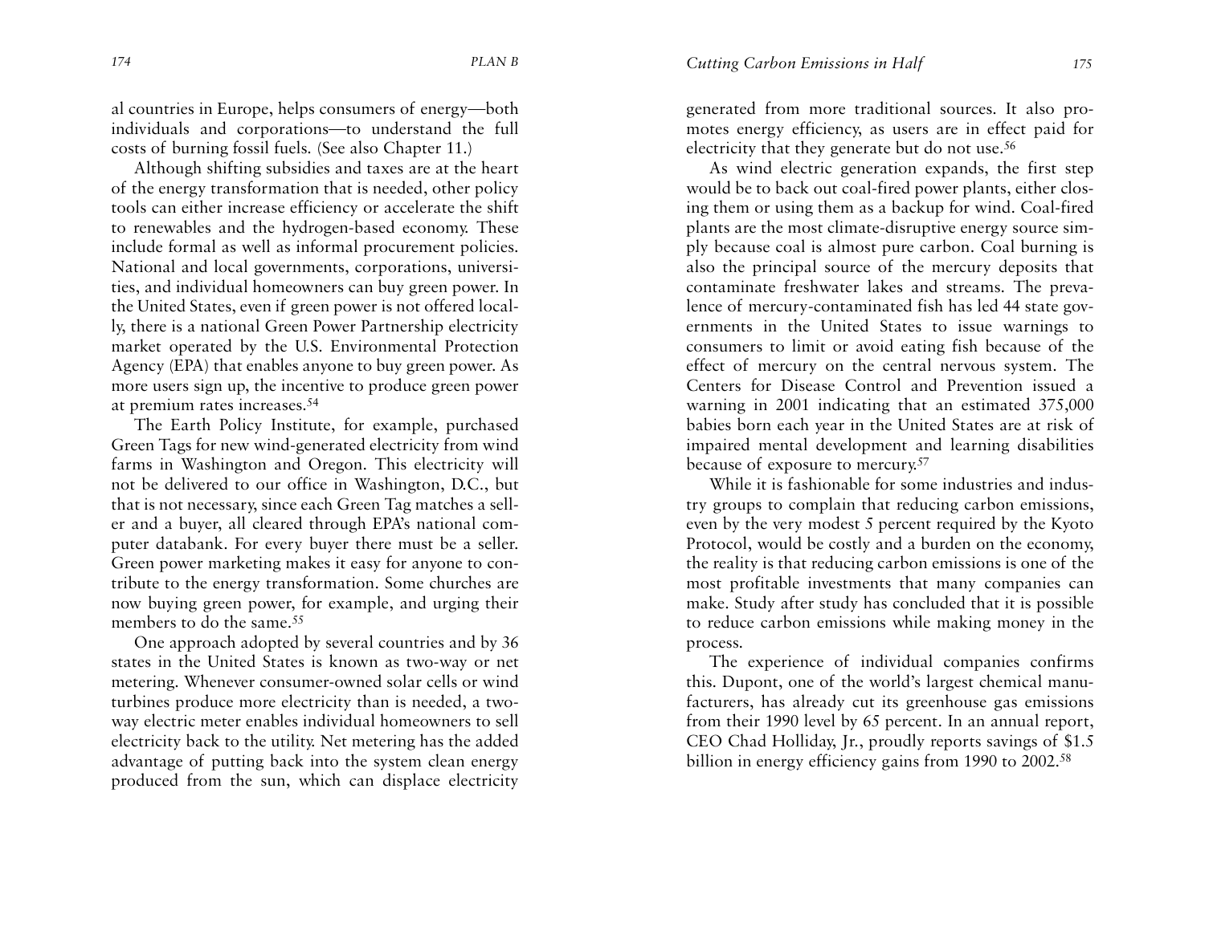al countries in Europe, helps consumers of energy—both individuals and corporations—to understand the full costs of burning fossil fuels. (See also Chapter 11.)

Although shifting subsidies and taxes are at the heart of the energy transformation that is needed, other policy tools can either increase efficiency or accelerate the shift to renewables and the hydrogen-based economy. These include formal as well as informal procurement policies. National and local governments, corporations, universities, and individual homeowners can buy green power. In the United States, even if green power is not offered locally, there is a national Green Power Partnership electricity market operated by the U.S. Environmental Protection Agency (EPA) that enables anyone to buy green power. As more users sign up, the incentive to produce green power at premium rates increases.[54]

The Earth Policy Institute, for example, purchased Green Tags for new wind-generated electricity from wind farms in Washington and Oregon. This electricity will not be delivered to our office in Washington, D.C., but that is not necessary, since each Green Tag matches a seller and a buyer, all cleared through EPA's national computer databank. For every buyer there must be a seller. Green power marketing makes it easy for anyone to contribute to the energy transformation. Some churches are now buying green power, for example, and urging their members to do the same.[55]

One approach adopted by several countries and by 36 states in the United States is known as two-way or net metering. Whenever consumer-owned solar cells or wind turbines produce more electricity than is needed, a two-way electric meter enables individual homeowners to sell electricity back to the utility. Net metering has the added advantage of putting back into the system clean energy produced from the sun, which can displace electricity generated from more traditional sources. It also promotes energy efficiency, as users are in effect paid for electricity that they generate but do not use.[56]

As wind electric generation expands, the first step would be to back out coal-fired power plants, either closing them or using them as a backup for wind. Coal-fired plants are the most climate-disruptive energy source simply because coal is almost pure carbon. Coal burning is also the principal source of the mercury deposits that contaminate freshwater lakes and streams. The prevalence of mercury-contaminated fish has led 44 state governments in the United States to issue warnings to consumers to limit or avoid eating fish because of the effect of mercury on the central nervous system. The Centers for Disease Control and Prevention issued a warning in 2001 indicating that an estimated 375,000 babies born each year in the United States are at risk of impaired mental development and learning disabilities because of exposure to mercury.[57]

While it is fashionable for some industries and industry groups to complain that reducing carbon emissions, even by the very modest 5 percent required by the Kyoto Protocol, would be costly and a burden on the economy, the reality is that reducing carbon emissions is one of the most profitable investments that many companies can make. Study after study has concluded that it is possible to reduce carbon emissions while making money in the process.

The experience of individual companies confirms this. Dupont, one of the world's largest chemical manufacturers, has already cut its greenhouse gas emissions from their 1990 level by 65 percent. In an annual report, CEO Chad Holliday, Jr., proudly reports savings of $1.5 billion in energy efficiency gains from 1990 to 2002.[58]